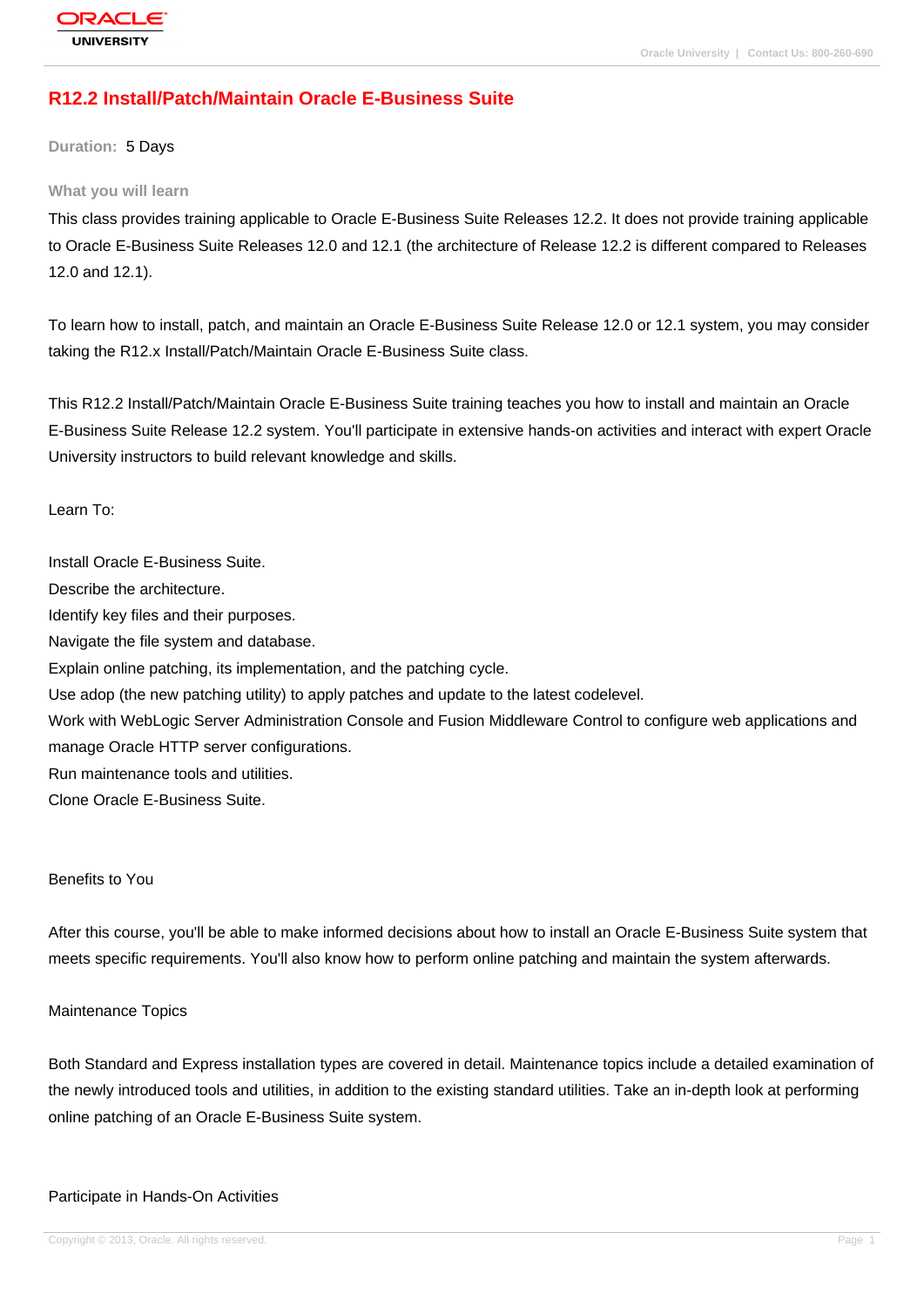# R12.2 Install/Patch/Maintain Oracle E-Business Suite

**Duration:** 5 Days

### What you will learn

This class provides training applicable to Oracle E-Business Suite Releases 12.2. It does not provide training applicable to Oracle E-Business Suite Releases 12.0 and 12.1 (the architecture of Release 12.2 is different compared to Releases 12.0 and 12.1).

To learn how to install, patch, and maintain an Oracle E-Business Suite Release 12.0 or 12.1 system, you may consider taking the R12.x Install/Patch/Maintain Oracle E-Business Suite class.

This R12.2 Install/Patch/Maintain Oracle E-Business Suite training teaches you how to install and maintain an Oracle E-Business Suite Release 12.2 system. You'll participate in extensive hands-on activities and interact with expert Oracle University instructors to build relevant knowledge and skills.

Learn To:

Install Oracle E-Business Suite.
Describe the architecture.
Identify key files and their purposes.
Navigate the file system and database.
Explain online patching, its implementation, and the patching cycle.
Use adop (the new patching utility) to apply patches and update to the latest codelevel.
Work with WebLogic Server Administration Console and Fusion Middleware Control to configure web applications and manage Oracle HTTP server configurations.
Run maintenance tools and utilities.
Clone Oracle E-Business Suite.

Benefits to You

After this course, you'll be able to make informed decisions about how to install an Oracle E-Business Suite system that meets specific requirements. You'll also know how to perform online patching and maintain the system afterwards.

Maintenance Topics

Both Standard and Express installation types are covered in detail. Maintenance topics include a detailed examination of the newly introduced tools and utilities, in addition to the existing standard utilities. Take an in-depth look at performing online patching of an Oracle E-Business Suite system.

Participate in Hands-On Activities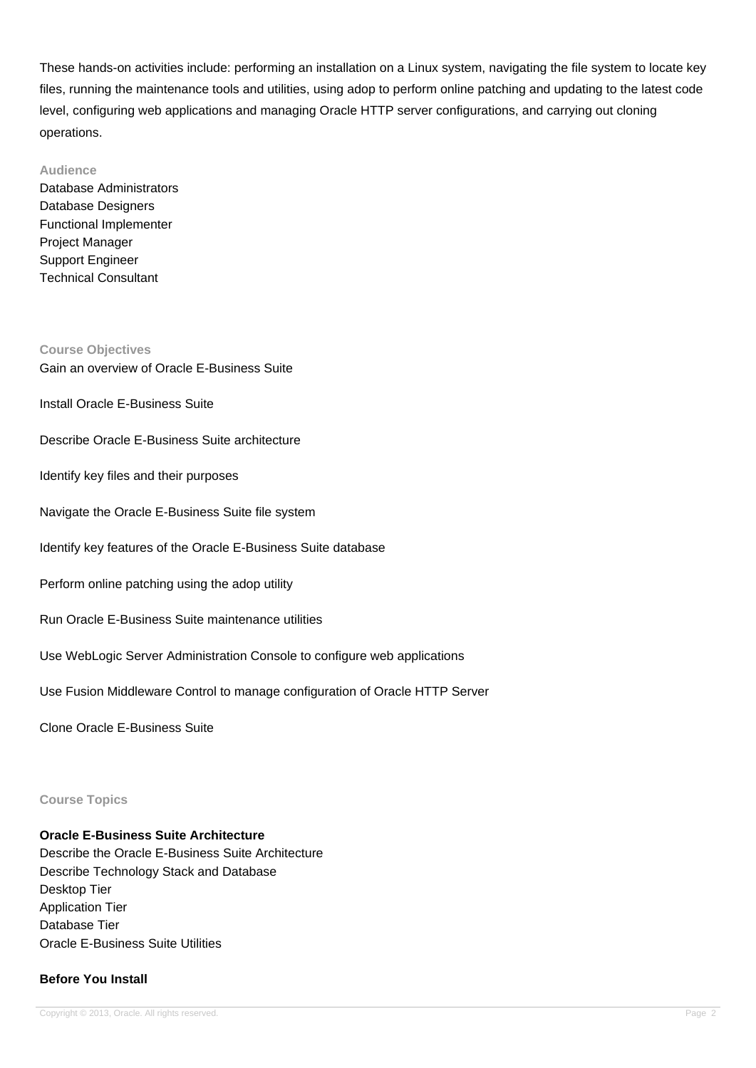These hands-on activities include: performing an installation on a Linux system, navigating the file system to locate key files, running the maintenance tools and utilities, using adop to perform online patching and updating to the latest code level, configuring web applications and managing Oracle HTTP server configurations, and carrying out cloning operations.

### Audience

Database Administrators
Database Designers
Functional Implementer
Project Manager
Support Engineer
Technical Consultant

### Course Objectives

Gain an overview of Oracle E-Business Suite

Install Oracle E-Business Suite

Describe Oracle E-Business Suite architecture

Identify key files and their purposes

Navigate the Oracle E-Business Suite file system

Identify key features of the Oracle E-Business Suite database

Perform online patching using the adop utility

Run Oracle E-Business Suite maintenance utilities

Use WebLogic Server Administration Console to configure web applications

Use Fusion Middleware Control to manage configuration of Oracle HTTP Server

Clone Oracle E-Business Suite

### Course Topics

**Oracle E-Business Suite Architecture**

Describe the Oracle E-Business Suite Architecture
Describe Technology Stack and Database
Desktop Tier
Application Tier
Database Tier
Oracle E-Business Suite Utilities

**Before You Install**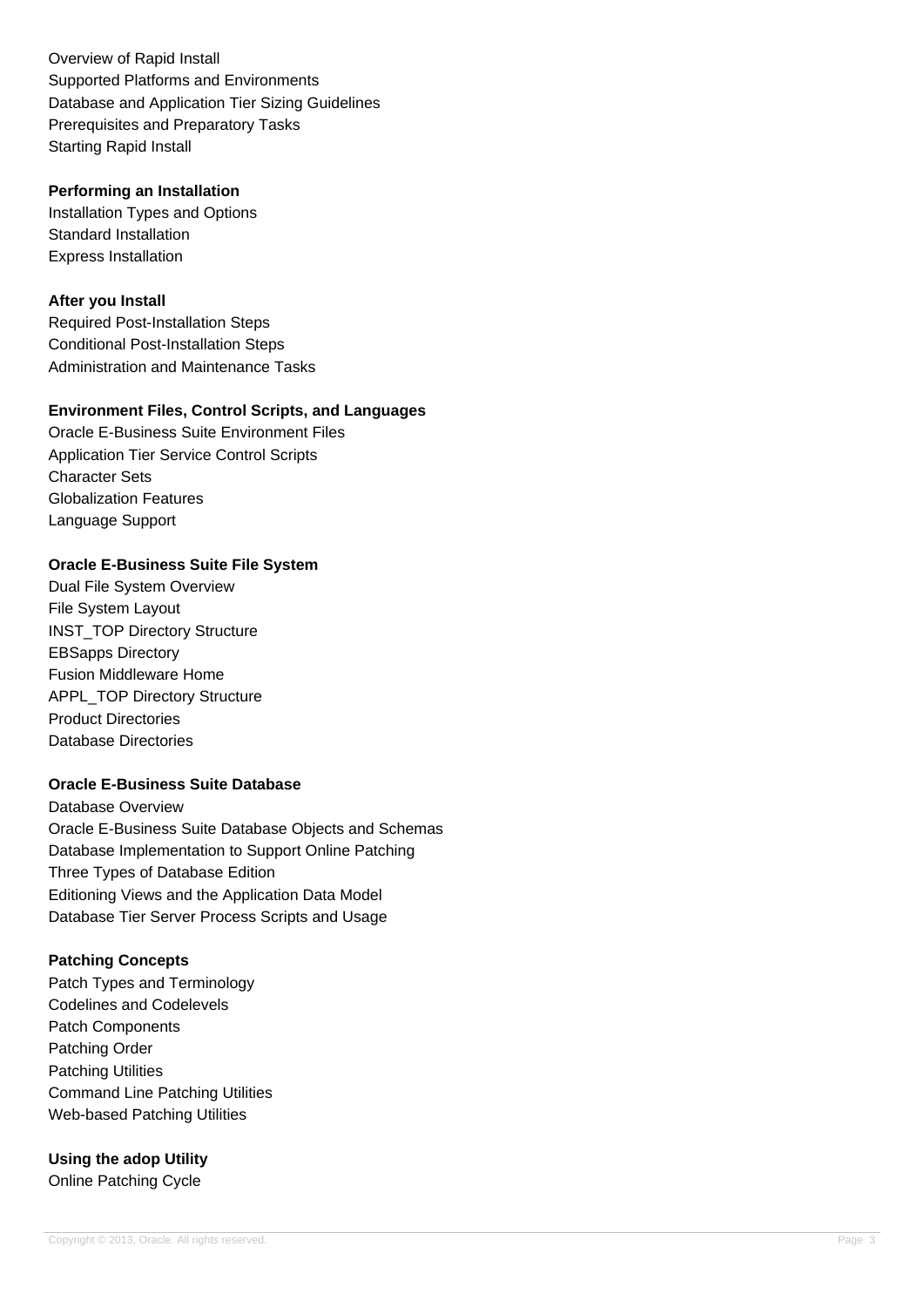Overview of Rapid Install
Supported Platforms and Environments
Database and Application Tier Sizing Guidelines
Prerequisites and Preparatory Tasks
Starting Rapid Install

**Performing an Installation**

Installation Types and Options
Standard Installation
Express Installation

**After you Install**

Required Post-Installation Steps
Conditional Post-Installation Steps
Administration and Maintenance Tasks

**Environment Files, Control Scripts, and Languages**

Oracle E-Business Suite Environment Files
Application Tier Service Control Scripts
Character Sets
Globalization Features
Language Support

**Oracle E-Business Suite File System**

Dual File System Overview
File System Layout
INST_TOP Directory Structure
EBSapps Directory
Fusion Middleware Home
APPL_TOP Directory Structure
Product Directories
Database Directories

**Oracle E-Business Suite Database**

Database Overview
Oracle E-Business Suite Database Objects and Schemas
Database Implementation to Support Online Patching
Three Types of Database Edition
Editioning Views and the Application Data Model
Database Tier Server Process Scripts and Usage

**Patching Concepts**

Patch Types and Terminology
Codelines and Codelevels
Patch Components
Patching Order
Patching Utilities
Command Line Patching Utilities
Web-based Patching Utilities

**Using the adop Utility**

Online Patching Cycle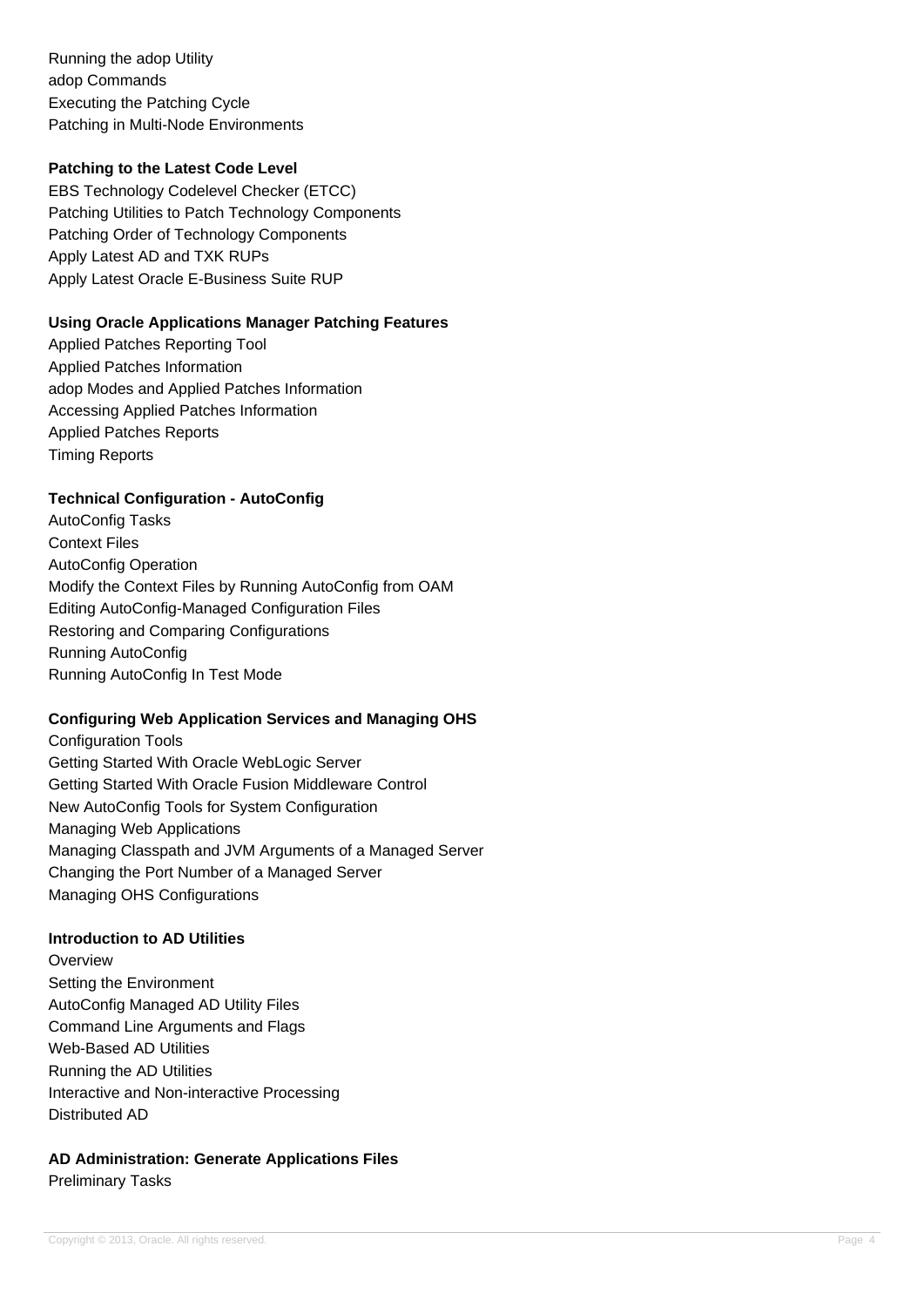Running the adop Utility
adop Commands
Executing the Patching Cycle
Patching in Multi-Node Environments

**Patching to the Latest Code Level**

EBS Technology Codelevel Checker (ETCC)
Patching Utilities to Patch Technology Components
Patching Order of Technology Components
Apply Latest AD and TXK RUPs
Apply Latest Oracle E-Business Suite RUP

**Using Oracle Applications Manager Patching Features**

Applied Patches Reporting Tool
Applied Patches Information
adop Modes and Applied Patches Information
Accessing Applied Patches Information
Applied Patches Reports
Timing Reports

**Technical Configuration - AutoConfig**

AutoConfig Tasks
Context Files
AutoConfig Operation
Modify the Context Files by Running AutoConfig from OAM
Editing AutoConfig-Managed Configuration Files
Restoring and Comparing Configurations
Running AutoConfig
Running AutoConfig In Test Mode

**Configuring Web Application Services and Managing OHS**

Configuration Tools
Getting Started With Oracle WebLogic Server
Getting Started With Oracle Fusion Middleware Control
New AutoConfig Tools for System Configuration
Managing Web Applications
Managing Classpath and JVM Arguments of a Managed Server
Changing the Port Number of a Managed Server
Managing OHS Configurations

**Introduction to AD Utilities**

Overview
Setting the Environment
AutoConfig Managed AD Utility Files
Command Line Arguments and Flags
Web-Based AD Utilities
Running the AD Utilities
Interactive and Non-interactive Processing
Distributed AD

**AD Administration: Generate Applications Files**

Preliminary Tasks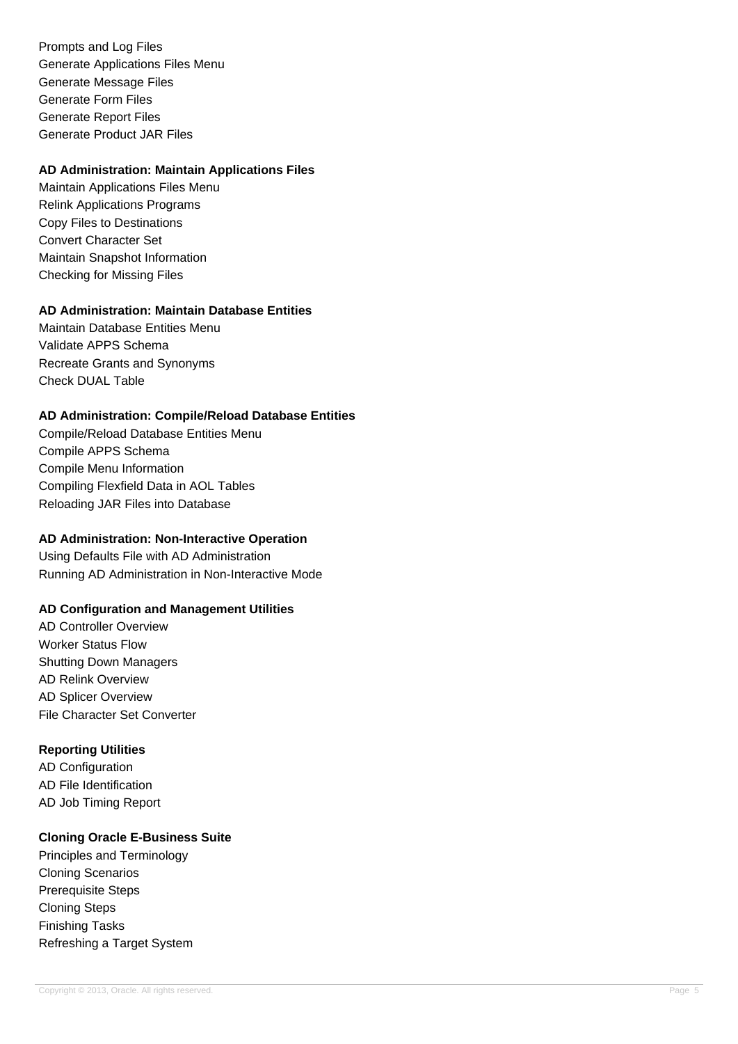Prompts and Log Files
Generate Applications Files Menu
Generate Message Files
Generate Form Files
Generate Report Files
Generate Product JAR Files

**AD Administration: Maintain Applications Files**

Maintain Applications Files Menu
Relink Applications Programs
Copy Files to Destinations
Convert Character Set
Maintain Snapshot Information
Checking for Missing Files

**AD Administration: Maintain Database Entities**

Maintain Database Entities Menu
Validate APPS Schema
Recreate Grants and Synonyms
Check DUAL Table

**AD Administration: Compile/Reload Database Entities**

Compile/Reload Database Entities Menu
Compile APPS Schema
Compile Menu Information
Compiling Flexfield Data in AOL Tables
Reloading JAR Files into Database

**AD Administration: Non-Interactive Operation**

Using Defaults File with AD Administration
Running AD Administration in Non-Interactive Mode

**AD Configuration and Management Utilities**

AD Controller Overview
Worker Status Flow
Shutting Down Managers
AD Relink Overview
AD Splicer Overview
File Character Set Converter

**Reporting Utilities**

AD Configuration
AD File Identification
AD Job Timing Report

**Cloning Oracle E-Business Suite**

Principles and Terminology
Cloning Scenarios
Prerequisite Steps
Cloning Steps
Finishing Tasks
Refreshing a Target System